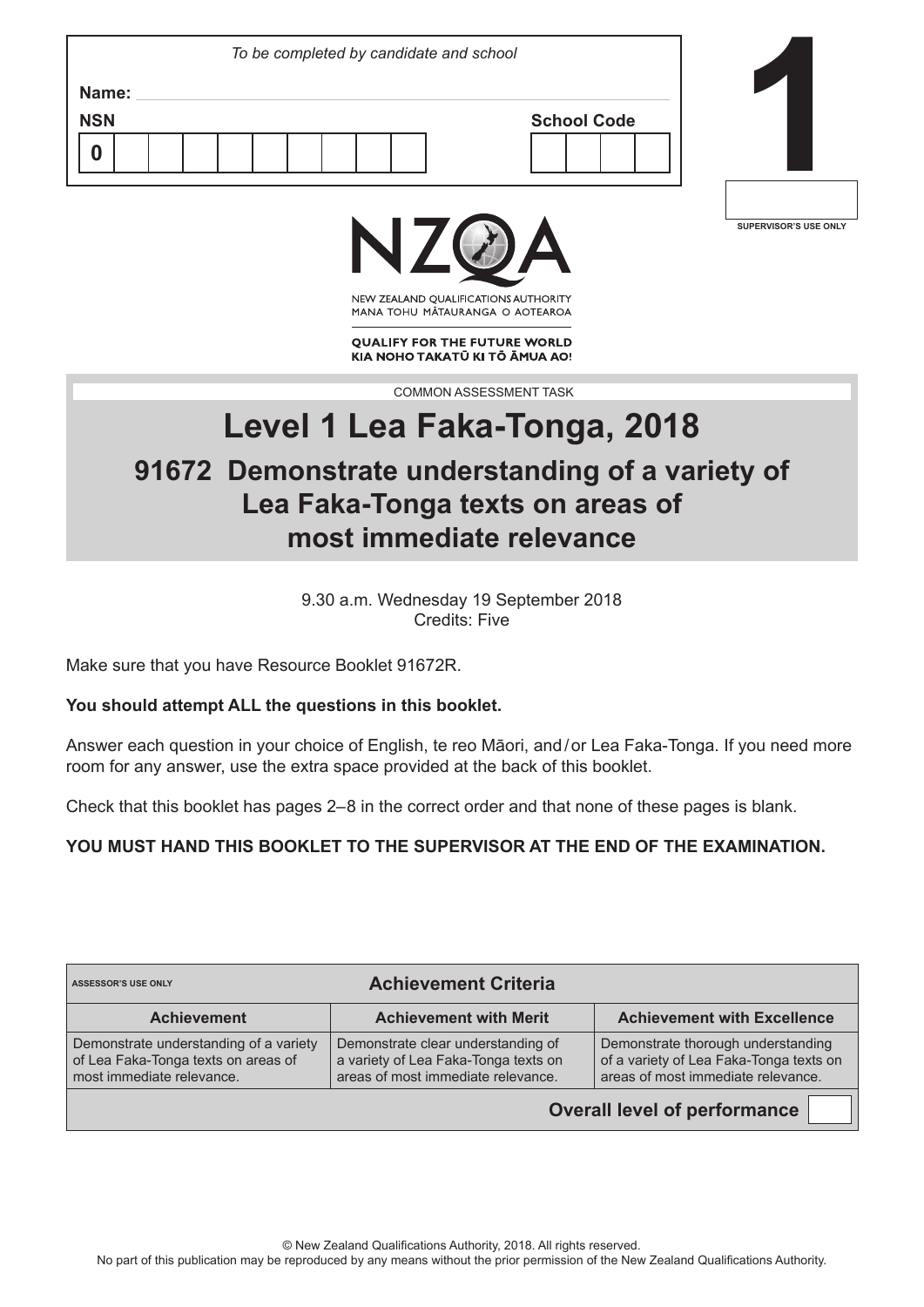*To be completed by candidate and school*

**Name:**

**NSN** 0

**School Code**

**1**

SUPERVISOR'S USE ONLY

NEW ZEALAND QUALIFICATIONS AUTHORITY
MANA TOHU MĀTAURANGA O AOTEAROA

**QUALIFY FOR THE FUTURE WORLD**
**KIA NOHO TAKATŪ KI TŌ ĀMUA AO!**

COMMON ASSESSMENT TASK

# Level 1 Lea Faka-Tonga, 2018

## 91672 Demonstrate understanding of a variety of Lea Faka-Tonga texts on areas of most immediate relevance

9.30 a.m. Wednesday 19 September 2018
Credits: Five

Make sure that you have Resource Booklet 91672R.

**You should attempt ALL the questions in this booklet.**

Answer each question in your choice of English, te reo Māori, and/or Lea Faka-Tonga. If you need more room for any answer, use the extra space provided at the back of this booklet.

Check that this booklet has pages 2–8 in the correct order and that none of these pages is blank.

**YOU MUST HAND THIS BOOKLET TO THE SUPERVISOR AT THE END OF THE EXAMINATION.**

| ASSESSOR'S USE ONLY | **Achievement Criteria** | |
|---|---|---|
| **Achievement** | **Achievement with Merit** | **Achievement with Excellence** |
| Demonstrate understanding of a variety of Lea Faka-Tonga texts on areas of most immediate relevance. | Demonstrate clear understanding of a variety of Lea Faka-Tonga texts on areas of most immediate relevance. | Demonstrate thorough understanding of a variety of Lea Faka-Tonga texts on areas of most immediate relevance. |
| | | **Overall level of performance** |

© New Zealand Qualifications Authority, 2018. All rights reserved.
No part of this publication may be reproduced by any means without the prior permission of the New Zealand Qualifications Authority.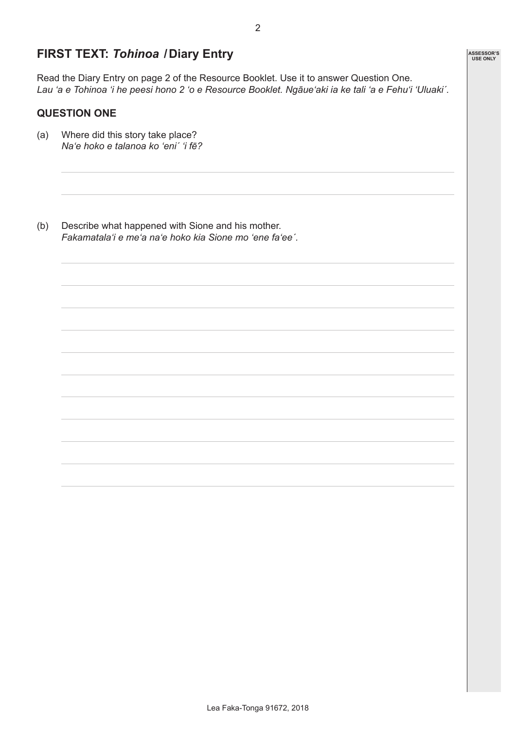## FIRST TEXT: *Tohinoa* / Diary Entry

Read the Diary Entry on page 2 of the Resource Booklet. Use it to answer Question One.
*Lau ʻa e Tohinoa ʻi he peesi hono 2 ʻo e Resource Booklet. Ngāueʻaki ia ke tali ʻa e Fehuʻi ʻUluaki´.*

### QUESTION ONE

(a) Where did this story take place?
*Naʻe hoko e talanoa ko ʻeni´ ʻi fē?*

(b) Describe what happened with Sione and his mother.
*Fakamatalaʻi e meʻa naʻe hoko kia Sione mo ʻene faʻee´.*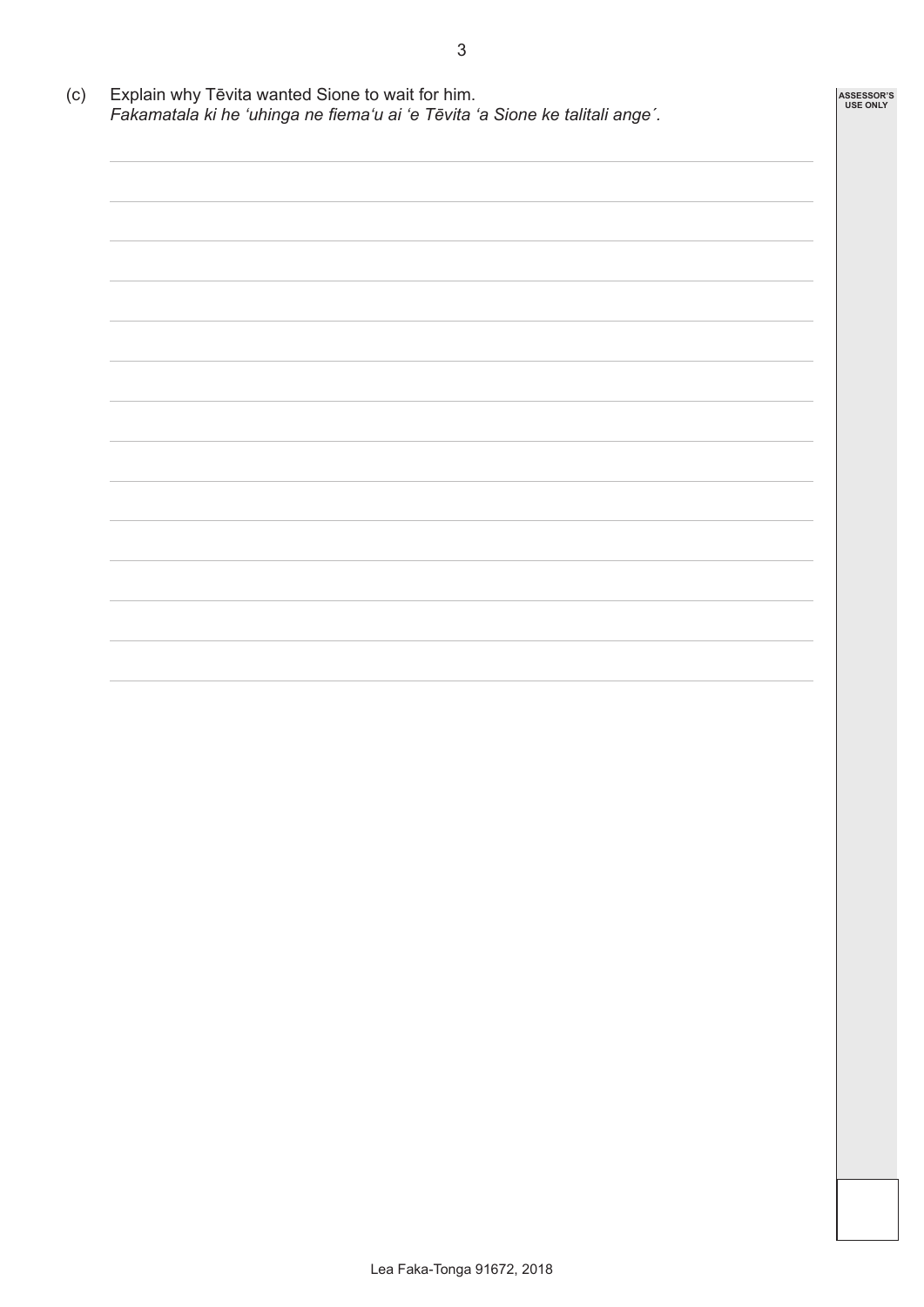(c) Explain why Tēvita wanted Sione to wait for him.
*Fakamatala ki he ʻuhinga ne fiemaʻu ai ʻe Tēvita ʻa Sione ke talitali ange´.*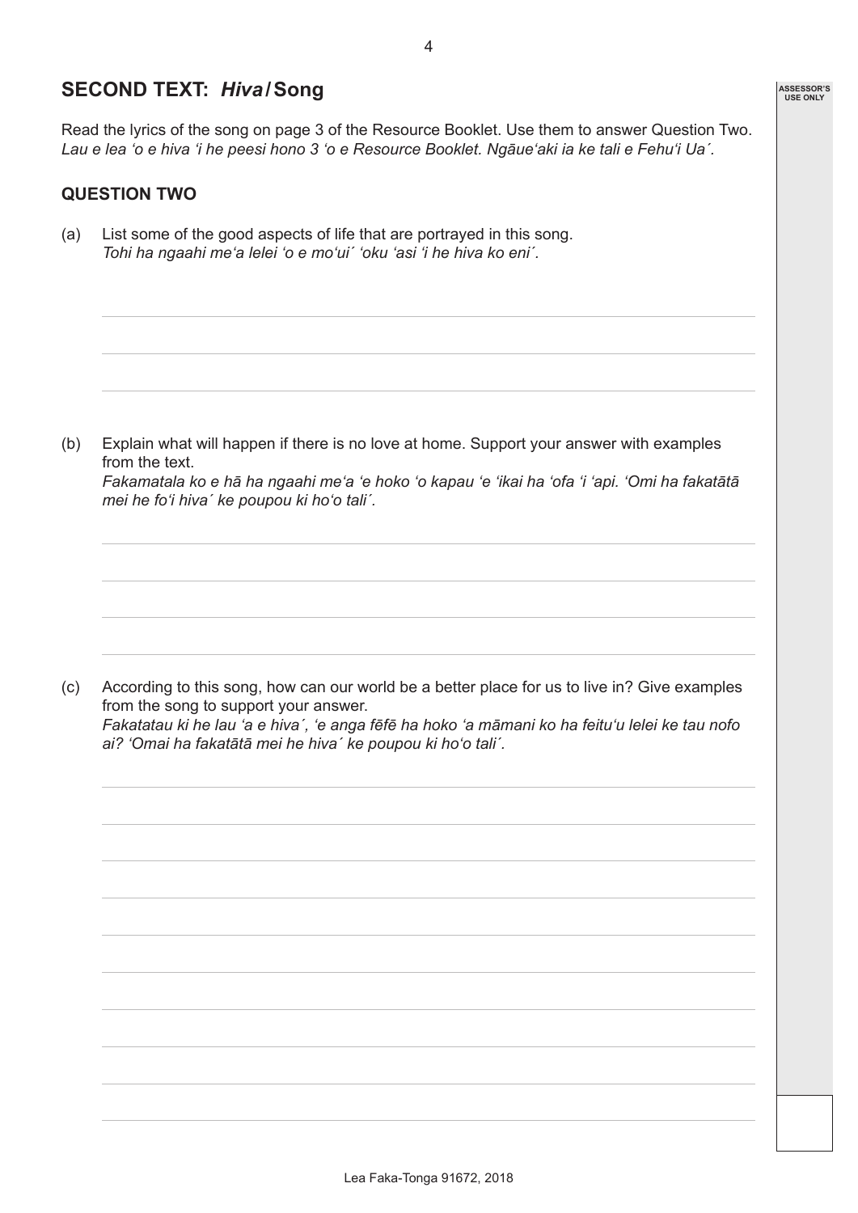## SECOND TEXT: *Hiva* / Song

Read the lyrics of the song on page 3 of the Resource Booklet. Use them to answer Question Two.
*Lau e lea ʻo e hiva ʻi he peesi hono 3 ʻo e Resource Booklet. Ngāueʻaki ia ke tali e Fehuʻi Ua´.*

### QUESTION TWO

(a) List some of the good aspects of life that are portrayed in this song.
*Tohi ha ngaahi meʻa lelei ʻo e moʻui´ ʻoku ʻasi ʻi he hiva ko eni´.*

(b) Explain what will happen if there is no love at home. Support your answer with examples from the text.
*Fakamatala ko e hā ha ngaahi meʻa ʻe hoko ʻo kapau ʻe ʻikai ha ʻofa ʻi ʻapi. ʻOmi ha fakatātā mei he foʻi hiva´ ke poupou ki hoʻo tali´.*

(c) According to this song, how can our world be a better place for us to live in? Give examples from the song to support your answer.
*Fakatatau ki he lau ʻa e hiva´, ʻe anga fēfē ha hoko ʻa māmani ko ha feituʻu lelei ke tau nofo ai? ʻOmai ha fakatātā mei he hiva´ ke poupou ki hoʻo tali´.*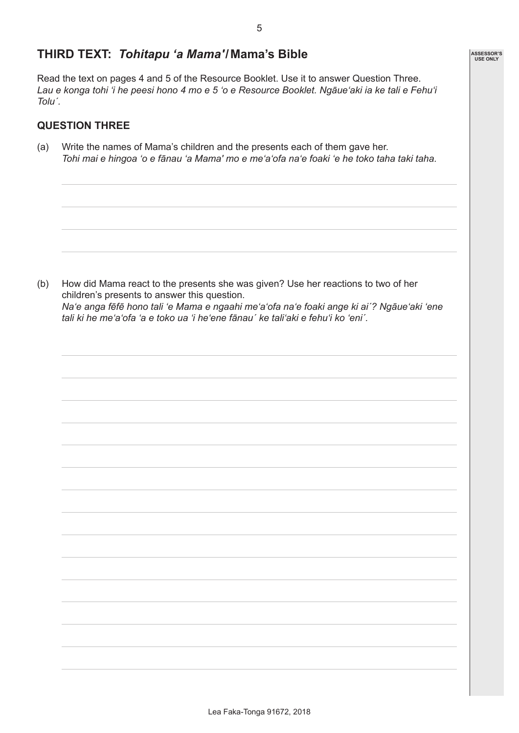## THIRD TEXT: *Tohitapu ʻa Mama'* / Mama's Bible

Read the text on pages 4 and 5 of the Resource Booklet. Use it to answer Question Three.
*Lau e konga tohi ʻi he peesi hono 4 mo e 5 ʻo e Resource Booklet. Ngāueʻaki ia ke tali e Fehuʻi Tolu´.*

### QUESTION THREE

(a) Write the names of Mama's children and the presents each of them gave her.
*Tohi mai e hingoa ʻo e fānau ʻa Mama' mo e meʻaʻofa naʻe foaki ʻe he toko taha taki taha.*

(b) How did Mama react to the presents she was given? Use her reactions to two of her children's presents to answer this question.
*Naʻe anga fēfē hono tali ʻe Mama e ngaahi meʻaʻofa naʻe foaki ange ki ai´? Ngāueʻaki ʻene tali ki he meʻaʻofa ʻa e toko ua ʻi heʻene fānau´ ke taliʻaki e fehuʻi ko ʻeni´.*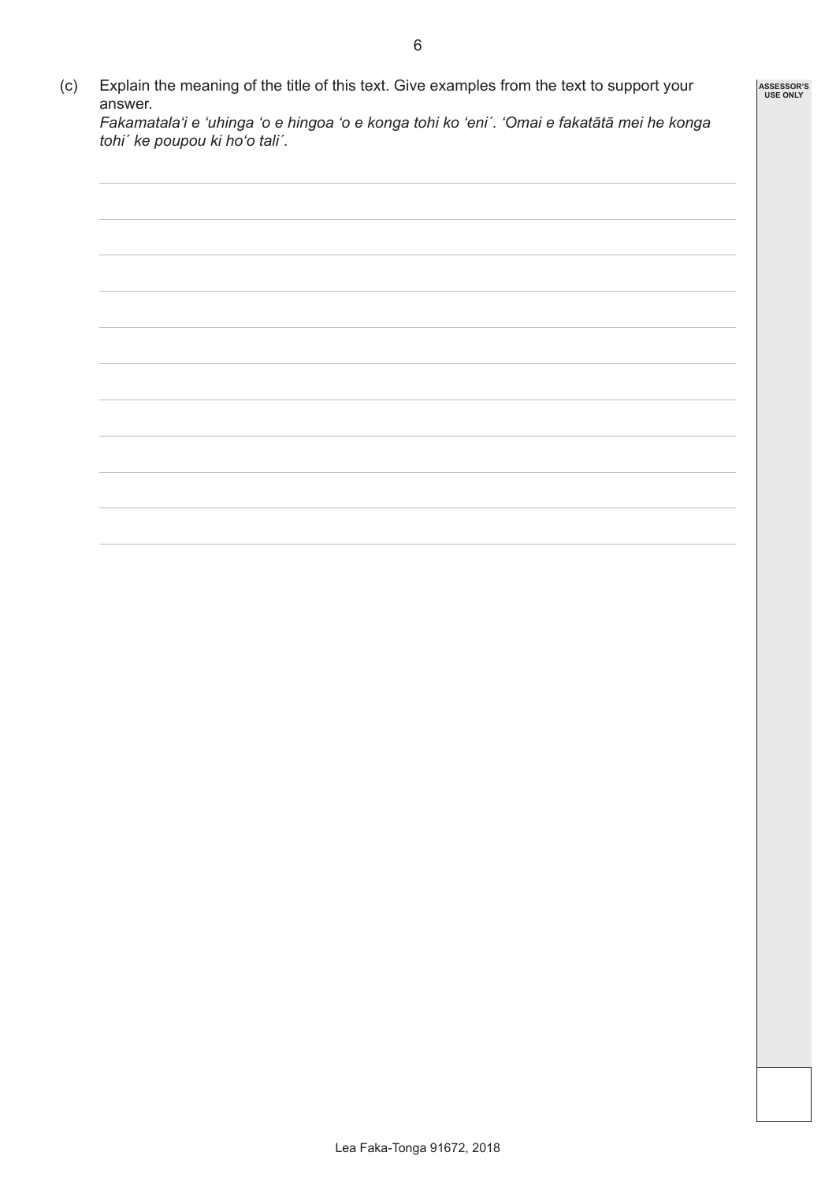(c) Explain the meaning of the title of this text. Give examples from the text to support your answer.
*Fakamatala'i e 'uhinga 'o e hingoa 'o e konga tohi ko 'eni´. 'Omai e fakatātā mei he konga tohi´ ke poupou ki ho'o tali´.*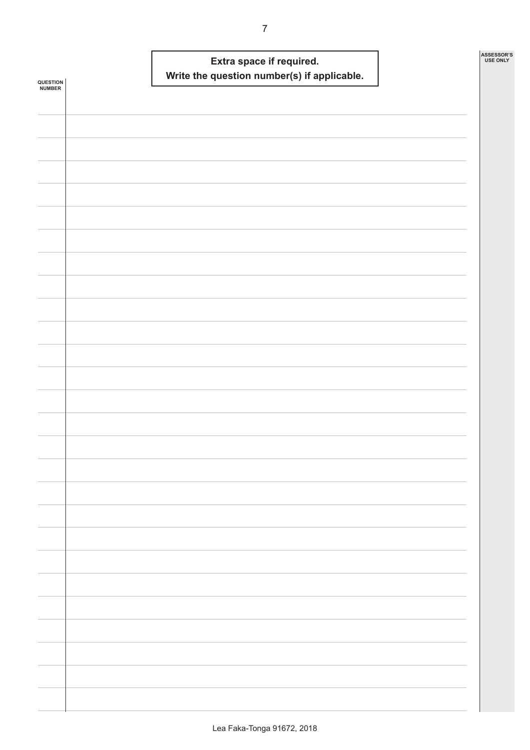**Extra space if required.**
**Write the question number(s) if applicable.**

QUESTION NUMBER

ASSESSOR'S USE ONLY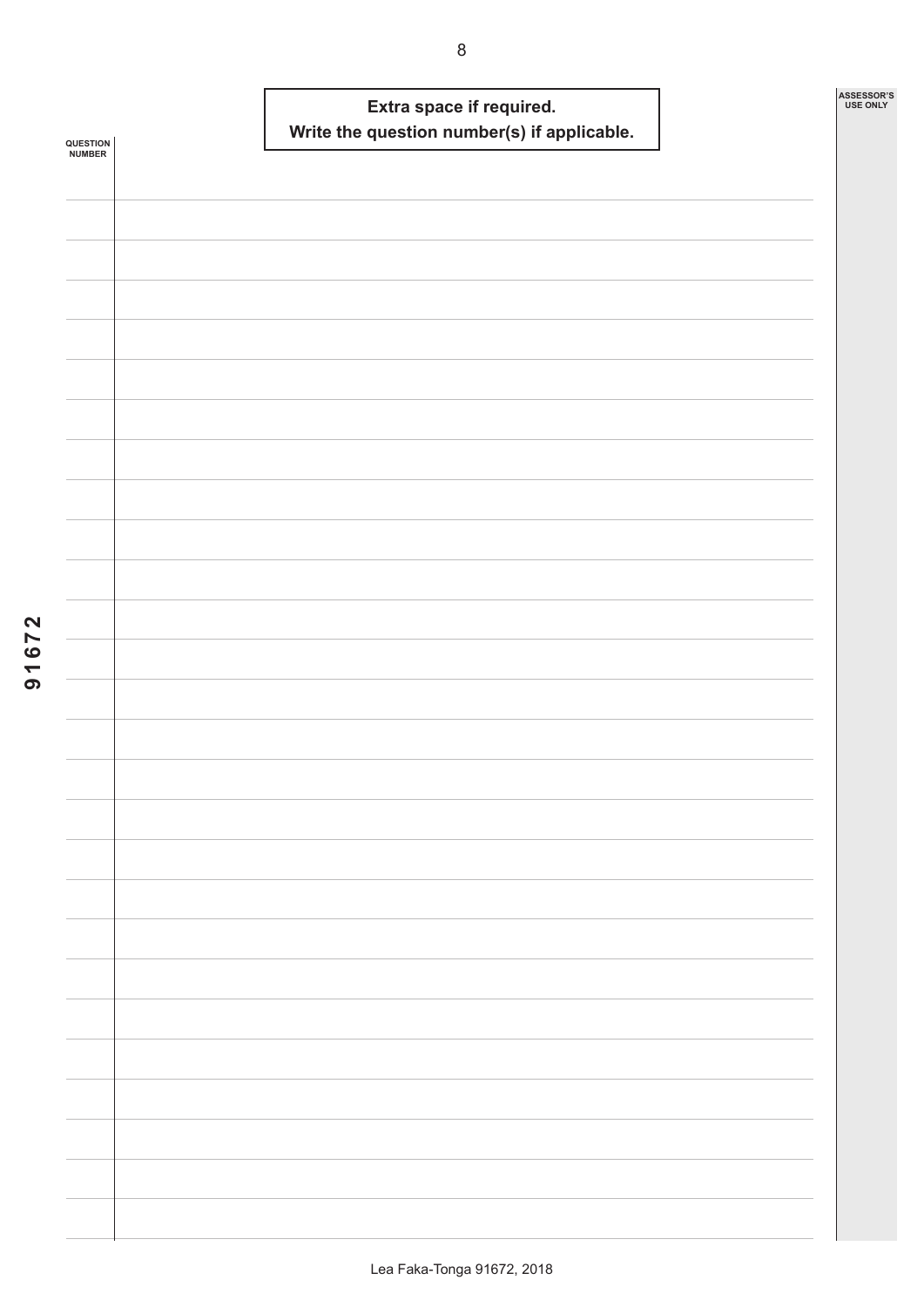**Extra space if required.**
**Write the question number(s) if applicable.**

QUESTION NUMBER

ASSESSOR'S USE ONLY